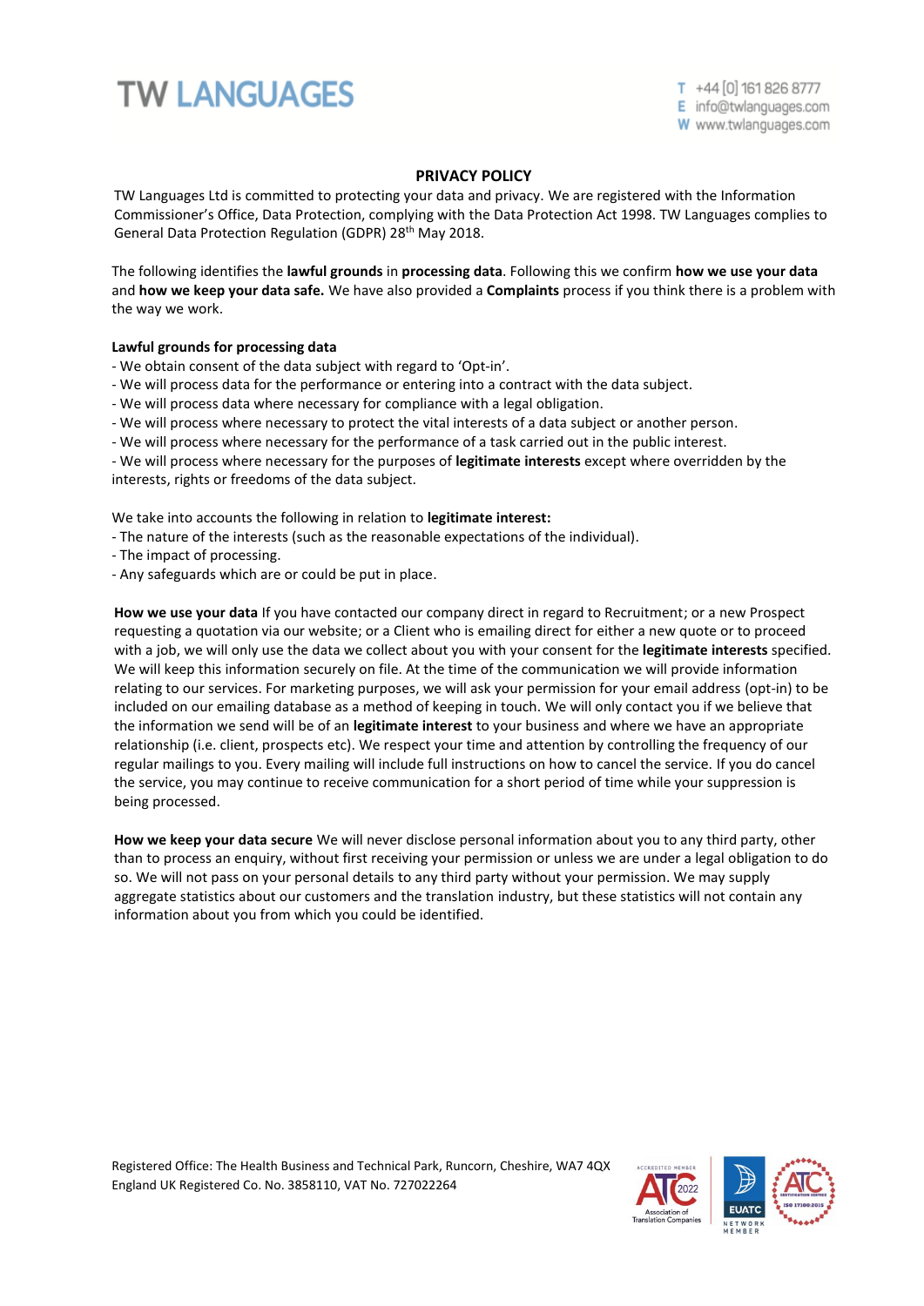TW LANGUAGES

T +44 [0] 161 826 8777
E info@twlanguages.com
W www.twlanguages.com

# PRIVACY POLICY

TW Languages Ltd is committed to protecting your data and privacy. We are registered with the Information Commissioner's Office, Data Protection, complying with the Data Protection Act 1998. TW Languages complies to General Data Protection Regulation (GDPR) 28th May 2018.

The following identifies the **lawful grounds** in **processing data**. Following this we confirm **how we use your data** and **how we keep your data safe.** We have also provided a **Complaints** process if you think there is a problem with the way we work.

**Lawful grounds for processing data**

- We obtain consent of the data subject with regard to 'Opt-in'.
- We will process data for the performance or entering into a contract with the data subject.
- We will process data where necessary for compliance with a legal obligation.
- We will process where necessary to protect the vital interests of a data subject or another person.
- We will process where necessary for the performance of a task carried out in the public interest.
- We will process where necessary for the purposes of **legitimate interests** except where overridden by the interests, rights or freedoms of the data subject.

We take into accounts the following in relation to **legitimate interest:**

- The nature of the interests (such as the reasonable expectations of the individual).
- The impact of processing.
- Any safeguards which are or could be put in place.

**How we use your data** If you have contacted our company direct in regard to Recruitment; or a new Prospect requesting a quotation via our website; or a Client who is emailing direct for either a new quote or to proceed with a job, we will only use the data we collect about you with your consent for the **legitimate interests** specified. We will keep this information securely on file. At the time of the communication we will provide information relating to our services. For marketing purposes, we will ask your permission for your email address (opt-in) to be included on our emailing database as a method of keeping in touch. We will only contact you if we believe that the information we send will be of an **legitimate interest** to your business and where we have an appropriate relationship (i.e. client, prospects etc). We respect your time and attention by controlling the frequency of our regular mailings to you. Every mailing will include full instructions on how to cancel the service. If you do cancel the service, you may continue to receive communication for a short period of time while your suppression is being processed.

**How we keep your data secure** We will never disclose personal information about you to any third party, other than to process an enquiry, without first receiving your permission or unless we are under a legal obligation to do so. We will not pass on your personal details to any third party without your permission. We may supply aggregate statistics about our customers and the translation industry, but these statistics will not contain any information about you from which you could be identified.

Registered Office: The Health Business and Technical Park, Runcorn, Cheshire, WA7 4QX
England UK Registered Co. No. 3858110, VAT No. 727022264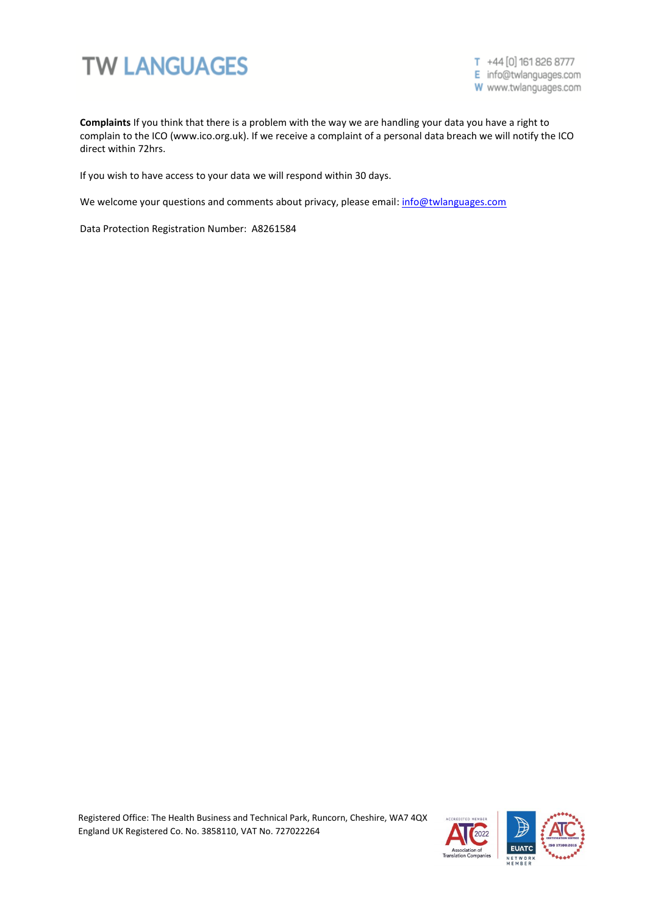**Complaints** If you think that there is a problem with the way we are handling your data you have a right to complain to the ICO (www.ico.org.uk). If we receive a complaint of a personal data breach we will notify the ICO direct within 72hrs.

If you wish to have access to your data we will respond within 30 days.

We welcome your questions and comments about privacy, please email: info@twlanguages.com

Data Protection Registration Number: A8261584